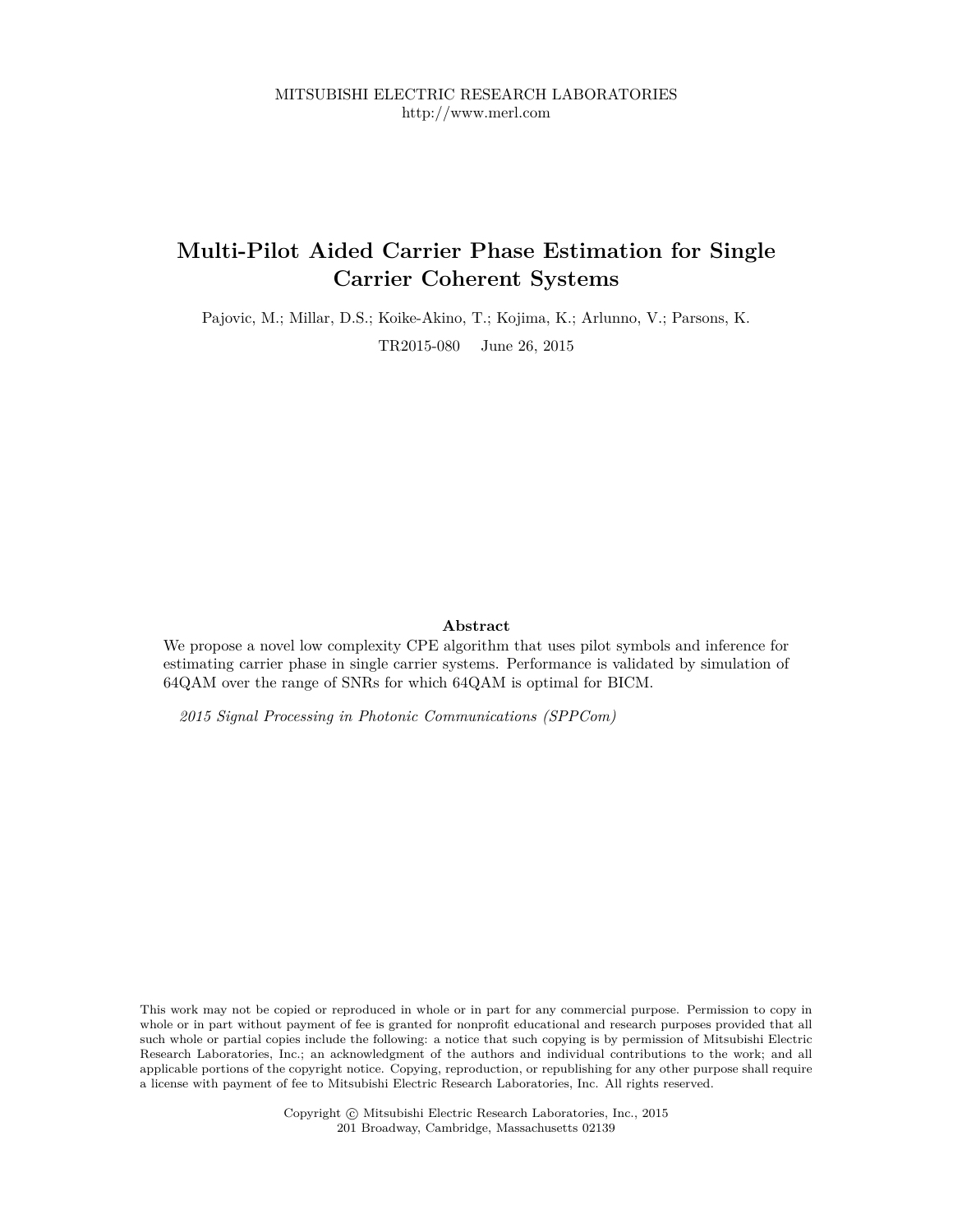MITSUBISHI ELECTRIC RESEARCH LABORATORIES
http://www.merl.com

# Multi-Pilot Aided Carrier Phase Estimation for Single Carrier Coherent Systems

Pajovic, M.; Millar, D.S.; Koike-Akino, T.; Kojima, K.; Arlunno, V.; Parsons, K.

TR2015-080 June 26, 2015

### Abstract

We propose a novel low complexity CPE algorithm that uses pilot symbols and inference for estimating carrier phase in single carrier systems. Performance is validated by simulation of 64QAM over the range of SNRs for which 64QAM is optimal for BICM.

*2015 Signal Processing in Photonic Communications (SPPCom)*

This work may not be copied or reproduced in whole or in part for any commercial purpose. Permission to copy in whole or in part without payment of fee is granted for nonprofit educational and research purposes provided that all such whole or partial copies include the following: a notice that such copying is by permission of Mitsubishi Electric Research Laboratories, Inc.; an acknowledgment of the authors and individual contributions to the work; and all applicable portions of the copyright notice. Copying, reproduction, or republishing for any other purpose shall require a license with payment of fee to Mitsubishi Electric Research Laboratories, Inc. All rights reserved.

Copyright © Mitsubishi Electric Research Laboratories, Inc., 2015
201 Broadway, Cambridge, Massachusetts 02139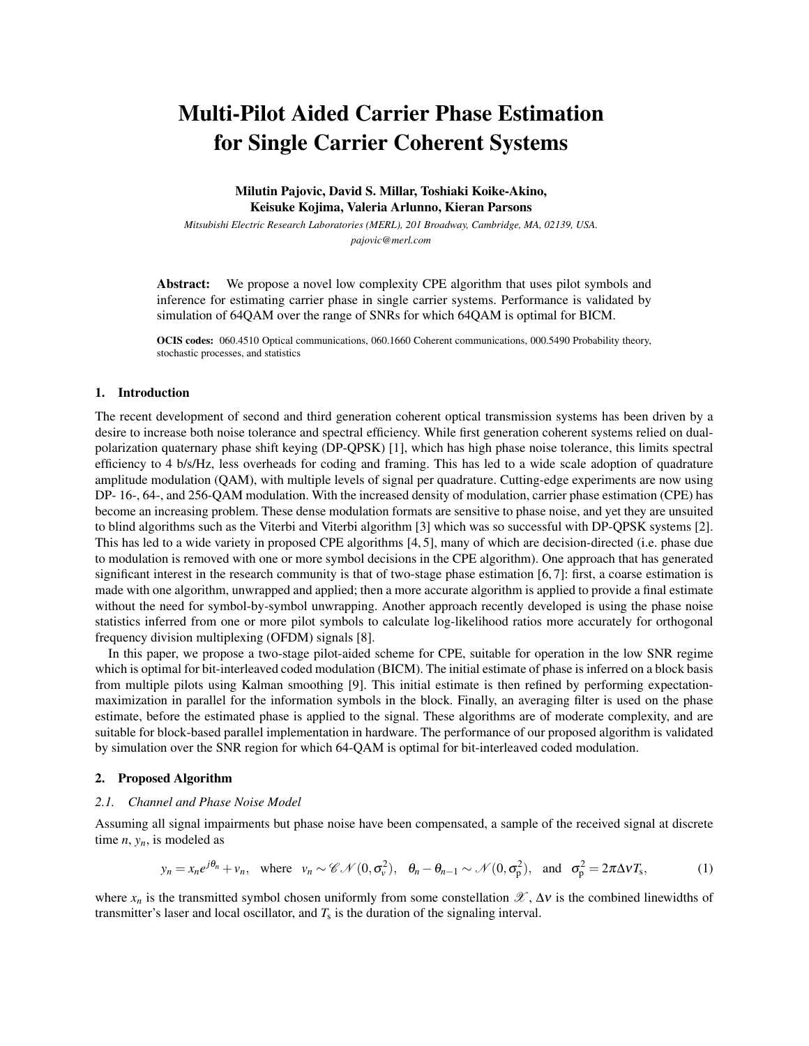// Multi-Pilot Aided Carrier Phase Estimation for Single Carrier Coherent Systems

**Milutin Pajovic, David S. Millar, Toshiaki Koike-Akino, Keisuke Kojima, Valeria Arlunno, Kieran Parsons**

*Mitsubishi Electric Research Laboratories (MERL), 201 Broadway, Cambridge, MA, 02139, USA.*
*pajovic@merl.com*

**Abstract:** We propose a novel low complexity CPE algorithm that uses pilot symbols and inference for estimating carrier phase in single carrier systems. Performance is validated by simulation of 64QAM over the range of SNRs for which 64QAM is optimal for BICM.

**OCIS codes:** 060.4510 Optical communications, 060.1660 Coherent communications, 000.5490 Probability theory, stochastic processes, and statistics

## 1. Introduction

The recent development of second and third generation coherent optical transmission systems has been driven by a desire to increase both noise tolerance and spectral efficiency. While first generation coherent systems relied on dual-polarization quaternary phase shift keying (DP-QPSK) [1], which has high phase noise tolerance, this limits spectral efficiency to 4 b/s/Hz, less overheads for coding and framing. This has led to a wide scale adoption of quadrature amplitude modulation (QAM), with multiple levels of signal per quadrature. Cutting-edge experiments are now using DP- 16-, 64-, and 256-QAM modulation. With the increased density of modulation, carrier phase estimation (CPE) has become an increasing problem. These dense modulation formats are sensitive to phase noise, and yet they are unsuited to blind algorithms such as the Viterbi and Viterbi algorithm [3] which was so successful with DP-QPSK systems [2]. This has led to a wide variety in proposed CPE algorithms [4, 5], many of which are decision-directed (i.e. phase due to modulation is removed with one or more symbol decisions in the CPE algorithm). One approach that has generated significant interest in the research community is that of two-stage phase estimation [6, 7]: first, a coarse estimation is made with one algorithm, unwrapped and applied; then a more accurate algorithm is applied to provide a final estimate without the need for symbol-by-symbol unwrapping. Another approach recently developed is using the phase noise statistics inferred from one or more pilot symbols to calculate log-likelihood ratios more accurately for orthogonal frequency division multiplexing (OFDM) signals [8].

In this paper, we propose a two-stage pilot-aided scheme for CPE, suitable for operation in the low SNR regime which is optimal for bit-interleaved coded modulation (BICM). The initial estimate of phase is inferred on a block basis from multiple pilots using Kalman smoothing [9]. This initial estimate is then refined by performing expectation-maximization in parallel for the information symbols in the block. Finally, an averaging filter is used on the phase estimate, before the estimated phase is applied to the signal. These algorithms are of moderate complexity, and are suitable for block-based parallel implementation in hardware. The performance of our proposed algorithm is validated by simulation over the SNR region for which 64-QAM is optimal for bit-interleaved coded modulation.

## 2. Proposed Algorithm

### *2.1. Channel and Phase Noise Model*

Assuming all signal impairments but phase noise have been compensated, a sample of the received signal at discrete time $n$, $y_n$, is modeled as

$$y_n = x_n e^{j\theta_n} + v_n, \quad \text{where} \quad v_n \sim \mathscr{CN}(0, \sigma_v^2), \quad \theta_n - \theta_{n-1} \sim \mathscr{N}(0, \sigma_p^2), \quad \text{and} \quad \sigma_p^2 = 2\pi\Delta\nu T_s, \tag{1}$$

where $x_n$ is the transmitted symbol chosen uniformly from some constellation $\mathscr{X}$, $\Delta\nu$ is the combined linewidths of transmitter's laser and local oscillator, and $T_s$ is the duration of the signaling interval.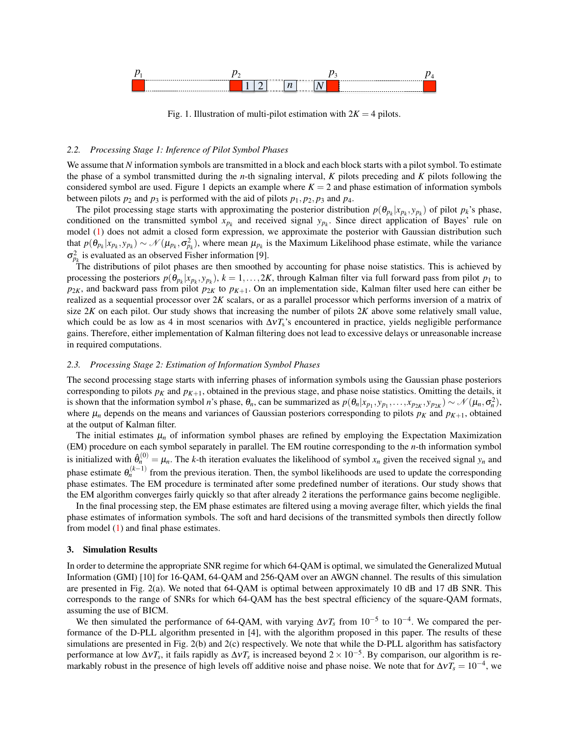Fig. 1. Illustration of multi-pilot estimation with $2K = 4$ pilots.

### *2.2. Processing Stage 1: Inference of Pilot Symbol Phases*

We assume that $N$ information symbols are transmitted in a block and each block starts with a pilot symbol. To estimate the phase of a symbol transmitted during the $n$-th signaling interval, $K$ pilots preceding and $K$ pilots following the considered symbol are used. Figure 1 depicts an example where $K = 2$ and phase estimation of information symbols between pilots $p_2$ and $p_3$ is performed with the aid of pilots $p_1, p_2, p_3$ and $p_4$.

The pilot processing stage starts with approximating the posterior distribution $p(\theta_{p_k}|x_{p_k}, y_{p_k})$ of pilot $p_k$'s phase, conditioned on the transmitted symbol $x_{p_k}$ and received signal $y_{p_k}$. Since direct application of Bayes' rule on model (1) does not admit a closed form expression, we approximate the posterior with Gaussian distribution such that $p(\theta_{p_k}|x_{p_k}, y_{p_k}) \sim \mathcal{N}(\mu_{p_k}, \sigma_{p_k}^2)$, where mean $\mu_{p_k}$ is the Maximum Likelihood phase estimate, while the variance $\sigma_{p_k}^2$ is evaluated as an observed Fisher information [9].

The distributions of pilot phases are then smoothed by accounting for phase noise statistics. This is achieved by processing the posteriors $p(\theta_{p_k}|x_{p_k}, y_{p_k})$, $k = 1, \ldots, 2K$, through Kalman filter via full forward pass from pilot $p_1$ to $p_{2K}$, and backward pass from pilot $p_{2K}$ to $p_{K+1}$. On an implementation side, Kalman filter used here can either be realized as a sequential processor over $2K$ scalars, or as a parallel processor which performs inversion of a matrix of size $2K$ on each pilot. Our study shows that increasing the number of pilots $2K$ above some relatively small value, which could be as low as 4 in most scenarios with $\Delta\nu T_s$'s encountered in practice, yields negligible performance gains. Therefore, either implementation of Kalman filtering does not lead to excessive delays or unreasonable increase in required computations.

### *2.3. Processing Stage 2: Estimation of Information Symbol Phases*

The second processing stage starts with inferring phases of information symbols using the Gaussian phase posteriors corresponding to pilots $p_K$ and $p_{K+1}$, obtained in the previous stage, and phase noise statistics. Omitting the details, it is shown that the information symbol $n$'s phase, $\theta_n$, can be summarized as $p(\theta_n|x_{p_1}, y_{p_1}, \ldots, x_{p_{2K}}, y_{p_{2K}}) \sim \mathcal{N}(\mu_n, \sigma_n^2)$, where $\mu_n$ depends on the means and variances of Gaussian posteriors corresponding to pilots $p_K$ and $p_{K+1}$, obtained at the output of Kalman filter.

The initial estimates $\mu_n$ of information symbol phases are refined by employing the Expectation Maximization (EM) procedure on each symbol separately in parallel. The EM routine corresponding to the $n$-th information symbol is initialized with $\hat{\theta}_n^{(0)} = \mu_n$. The $k$-th iteration evaluates the likelihood of symbol $x_n$ given the received signal $y_n$ and phase estimate $\theta_n^{(k-1)}$ from the previous iteration. Then, the symbol likelihoods are used to update the corresponding phase estimates. The EM procedure is terminated after some predefined number of iterations. Our study shows that the EM algorithm converges fairly quickly so that after already 2 iterations the performance gains become negligible.

In the final processing step, the EM phase estimates are filtered using a moving average filter, which yields the final phase estimates of information symbols. The soft and hard decisions of the transmitted symbols then directly follow from model (1) and final phase estimates.

## 3. Simulation Results

In order to determine the appropriate SNR regime for which 64-QAM is optimal, we simulated the Generalized Mutual Information (GMI) [10] for 16-QAM, 64-QAM and 256-QAM over an AWGN channel. The results of this simulation are presented in Fig. 2(a). We noted that 64-QAM is optimal between approximately 10 dB and 17 dB SNR. This corresponds to the range of SNRs for which 64-QAM has the best spectral efficiency of the square-QAM formats, assuming the use of BICM.

We then simulated the performance of 64-QAM, with varying $\Delta\nu T_s$ from $10^{-5}$ to $10^{-4}$. We compared the performance of the D-PLL algorithm presented in [4], with the algorithm proposed in this paper. The results of these simulations are presented in Fig. 2(b) and 2(c) respectively. We note that while the D-PLL algorithm has satisfactory performance at low $\Delta\nu T_s$, it fails rapidly as $\Delta\nu T_s$ is increased beyond $2 \times 10^{-5}$. By comparison, our algorithm is remarkably robust in the presence of high levels off additive noise and phase noise. We note that for $\Delta\nu T_s = 10^{-4}$, we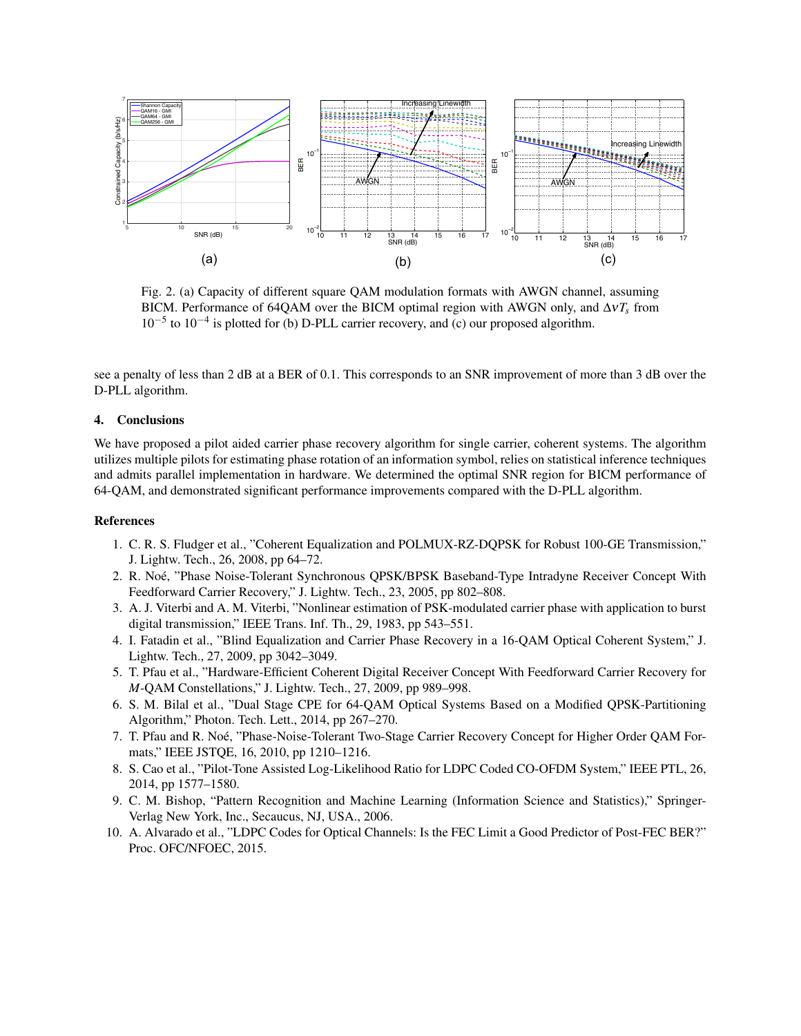Shannon Capacity
QAM16 - GMI
QAM64 - GMI
QAM256 - GMI

Constrained Capacity (b/s/Hz)

SNR (dB)

(a)

Increasing Linewidth

AWGN

BER

SNR (dB)

(b)

Increasing Linewidth

AWGN

BER

SNR (dB)

(c)

Fig. 2. (a) Capacity of different square QAM modulation formats with AWGN channel, assuming BICM. Performance of 64QAM over the BICM optimal region with AWGN only, and $\Delta\nu T_s$ from $10^{-5}$ to $10^{-4}$ is plotted for (b) D-PLL carrier recovery, and (c) our proposed algorithm.

see a penalty of less than 2 dB at a BER of 0.1. This corresponds to an SNR improvement of more than 3 dB over the D-PLL algorithm.

## 4. Conclusions

We have proposed a pilot aided carrier phase recovery algorithm for single carrier, coherent systems. The algorithm utilizes multiple pilots for estimating phase rotation of an information symbol, relies on statistical inference techniques and admits parallel implementation in hardware. We determined the optimal SNR region for BICM performance of 64-QAM, and demonstrated significant performance improvements compared with the D-PLL algorithm.

## References

1. C. R. S. Fludger et al., "Coherent Equalization and POLMUX-RZ-DQPSK for Robust 100-GE Transmission," J. Lightw. Tech., 26, 2008, pp 64–72.
2. R. Noé, "Phase Noise-Tolerant Synchronous QPSK/BPSK Baseband-Type Intradyne Receiver Concept With Feedforward Carrier Recovery," J. Lightw. Tech., 23, 2005, pp 802–808.
3. A. J. Viterbi and A. M. Viterbi, "Nonlinear estimation of PSK-modulated carrier phase with application to burst digital transmission," IEEE Trans. Inf. Th., 29, 1983, pp 543–551.
4. I. Fatadin et al., "Blind Equalization and Carrier Phase Recovery in a 16-QAM Optical Coherent System," J. Lightw. Tech., 27, 2009, pp 3042–3049.
5. T. Pfau et al., "Hardware-Efficient Coherent Digital Receiver Concept With Feedforward Carrier Recovery for *M*-QAM Constellations," J. Lightw. Tech., 27, 2009, pp 989–998.
6. S. M. Bilal et al., "Dual Stage CPE for 64-QAM Optical Systems Based on a Modified QPSK-Partitioning Algorithm," Photon. Tech. Lett., 2014, pp 267–270.
7. T. Pfau and R. Noé, "Phase-Noise-Tolerant Two-Stage Carrier Recovery Concept for Higher Order QAM Formats," IEEE JSTQE, 16, 2010, pp 1210–1216.
8. S. Cao et al., "Pilot-Tone Assisted Log-Likelihood Ratio for LDPC Coded CO-OFDM System," IEEE PTL, 26, 2014, pp 1577–1580.
9. C. M. Bishop, "Pattern Recognition and Machine Learning (Information Science and Statistics)," Springer-Verlag New York, Inc., Secaucus, NJ, USA., 2006.
10. A. Alvarado et al., "LDPC Codes for Optical Channels: Is the FEC Limit a Good Predictor of Post-FEC BER?" Proc. OFC/NFOEC, 2015.